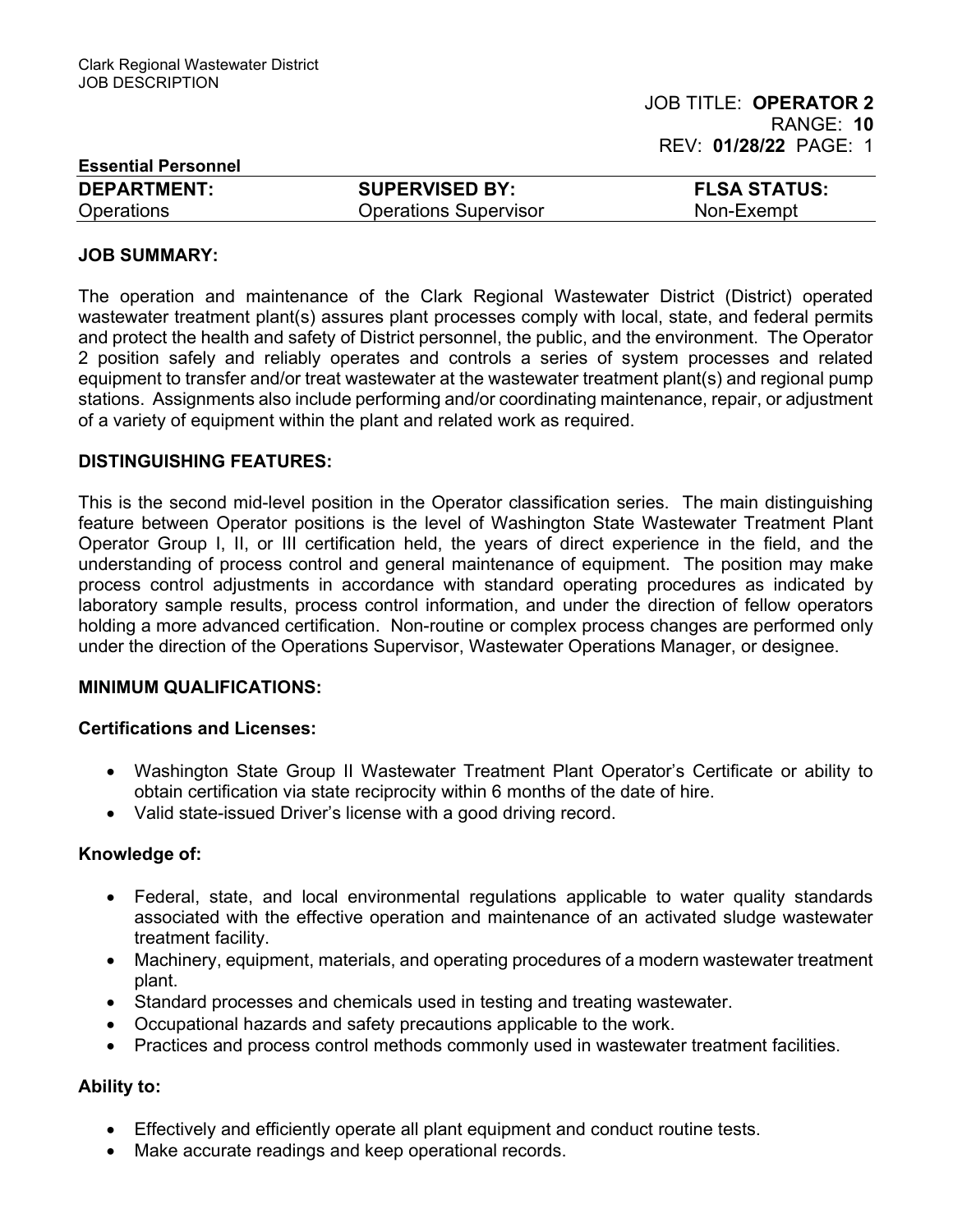Clark Regional Wastewater District
JOB DESCRIPTION

JOB TITLE: **OPERATOR 2**
RANGE: **10**
REV: **01/28/22** PAGE: 1

**Essential Personnel**

| **DEPARTMENT:** | **SUPERVISED BY:** | **FLSA STATUS:** |
|---|---|---|
| Operations | Operations Supervisor | Non-Exempt |

## JOB SUMMARY:

The operation and maintenance of the Clark Regional Wastewater District (District) operated wastewater treatment plant(s) assures plant processes comply with local, state, and federal permits and protect the health and safety of District personnel, the public, and the environment. The Operator 2 position safely and reliably operates and controls a series of system processes and related equipment to transfer and/or treat wastewater at the wastewater treatment plant(s) and regional pump stations. Assignments also include performing and/or coordinating maintenance, repair, or adjustment of a variety of equipment within the plant and related work as required.

## DISTINGUISHING FEATURES:

This is the second mid-level position in the Operator classification series. The main distinguishing feature between Operator positions is the level of Washington State Wastewater Treatment Plant Operator Group I, II, or III certification held, the years of direct experience in the field, and the understanding of process control and general maintenance of equipment. The position may make process control adjustments in accordance with standard operating procedures as indicated by laboratory sample results, process control information, and under the direction of fellow operators holding a more advanced certification. Non-routine or complex process changes are performed only under the direction of the Operations Supervisor, Wastewater Operations Manager, or designee.

## MINIMUM QUALIFICATIONS:

### Certifications and Licenses:

- Washington State Group II Wastewater Treatment Plant Operator's Certificate or ability to obtain certification via state reciprocity within 6 months of the date of hire.
- Valid state-issued Driver's license with a good driving record.

### Knowledge of:

- Federal, state, and local environmental regulations applicable to water quality standards associated with the effective operation and maintenance of an activated sludge wastewater treatment facility.
- Machinery, equipment, materials, and operating procedures of a modern wastewater treatment plant.
- Standard processes and chemicals used in testing and treating wastewater.
- Occupational hazards and safety precautions applicable to the work.
- Practices and process control methods commonly used in wastewater treatment facilities.

### Ability to:

- Effectively and efficiently operate all plant equipment and conduct routine tests.
- Make accurate readings and keep operational records.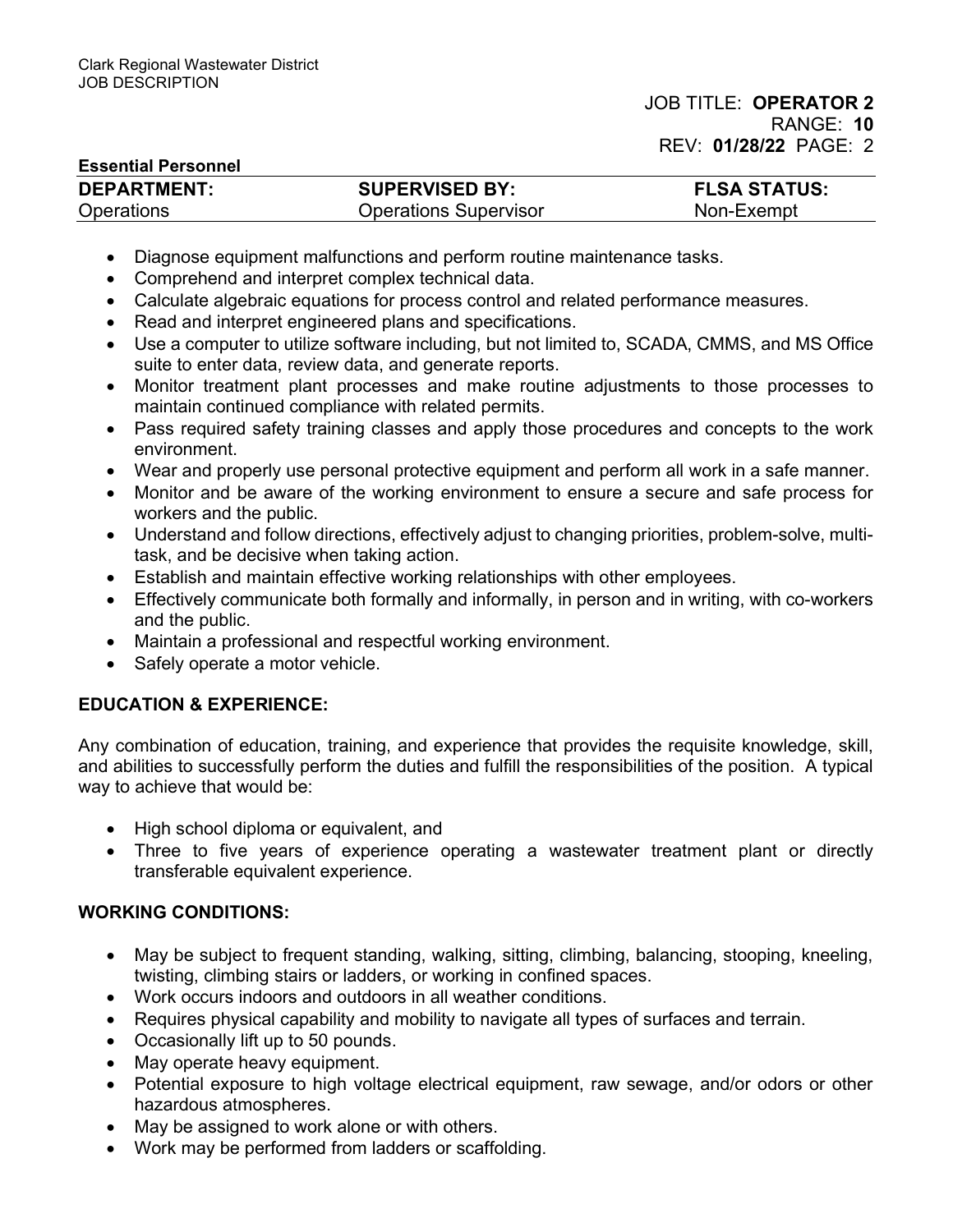- Diagnose equipment malfunctions and perform routine maintenance tasks.
- Comprehend and interpret complex technical data.
- Calculate algebraic equations for process control and related performance measures.
- Read and interpret engineered plans and specifications.
- Use a computer to utilize software including, but not limited to, SCADA, CMMS, and MS Office suite to enter data, review data, and generate reports.
- Monitor treatment plant processes and make routine adjustments to those processes to maintain continued compliance with related permits.
- Pass required safety training classes and apply those procedures and concepts to the work environment.
- Wear and properly use personal protective equipment and perform all work in a safe manner.
- Monitor and be aware of the working environment to ensure a secure and safe process for workers and the public.
- Understand and follow directions, effectively adjust to changing priorities, problem-solve, multi-task, and be decisive when taking action.
- Establish and maintain effective working relationships with other employees.
- Effectively communicate both formally and informally, in person and in writing, with co-workers and the public.
- Maintain a professional and respectful working environment.
- Safely operate a motor vehicle.

## EDUCATION & EXPERIENCE:

Any combination of education, training, and experience that provides the requisite knowledge, skill, and abilities to successfully perform the duties and fulfill the responsibilities of the position. A typical way to achieve that would be:

- High school diploma or equivalent, and
- Three to five years of experience operating a wastewater treatment plant or directly transferable equivalent experience.

## WORKING CONDITIONS:

- May be subject to frequent standing, walking, sitting, climbing, balancing, stooping, kneeling, twisting, climbing stairs or ladders, or working in confined spaces.
- Work occurs indoors and outdoors in all weather conditions.
- Requires physical capability and mobility to navigate all types of surfaces and terrain.
- Occasionally lift up to 50 pounds.
- May operate heavy equipment.
- Potential exposure to high voltage electrical equipment, raw sewage, and/or odors or other hazardous atmospheres.
- May be assigned to work alone or with others.
- Work may be performed from ladders or scaffolding.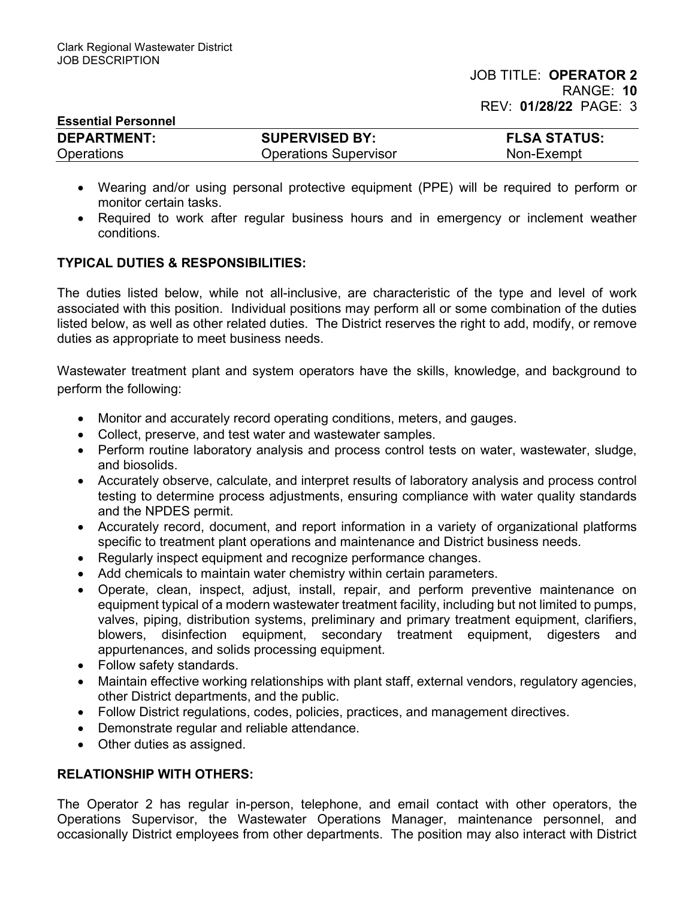- Wearing and/or using personal protective equipment (PPE) will be required to perform or monitor certain tasks.
- Required to work after regular business hours and in emergency or inclement weather conditions.

## TYPICAL DUTIES & RESPONSIBILITIES:

The duties listed below, while not all-inclusive, are characteristic of the type and level of work associated with this position. Individual positions may perform all or some combination of the duties listed below, as well as other related duties. The District reserves the right to add, modify, or remove duties as appropriate to meet business needs.

Wastewater treatment plant and system operators have the skills, knowledge, and background to perform the following:

- Monitor and accurately record operating conditions, meters, and gauges.
- Collect, preserve, and test water and wastewater samples.
- Perform routine laboratory analysis and process control tests on water, wastewater, sludge, and biosolids.
- Accurately observe, calculate, and interpret results of laboratory analysis and process control testing to determine process adjustments, ensuring compliance with water quality standards and the NPDES permit.
- Accurately record, document, and report information in a variety of organizational platforms specific to treatment plant operations and maintenance and District business needs.
- Regularly inspect equipment and recognize performance changes.
- Add chemicals to maintain water chemistry within certain parameters.
- Operate, clean, inspect, adjust, install, repair, and perform preventive maintenance on equipment typical of a modern wastewater treatment facility, including but not limited to pumps, valves, piping, distribution systems, preliminary and primary treatment equipment, clarifiers, blowers, disinfection equipment, secondary treatment equipment, digesters and appurtenances, and solids processing equipment.
- Follow safety standards.
- Maintain effective working relationships with plant staff, external vendors, regulatory agencies, other District departments, and the public.
- Follow District regulations, codes, policies, practices, and management directives.
- Demonstrate regular and reliable attendance.
- Other duties as assigned.

## RELATIONSHIP WITH OTHERS:

The Operator 2 has regular in-person, telephone, and email contact with other operators, the Operations Supervisor, the Wastewater Operations Manager, maintenance personnel, and occasionally District employees from other departments. The position may also interact with District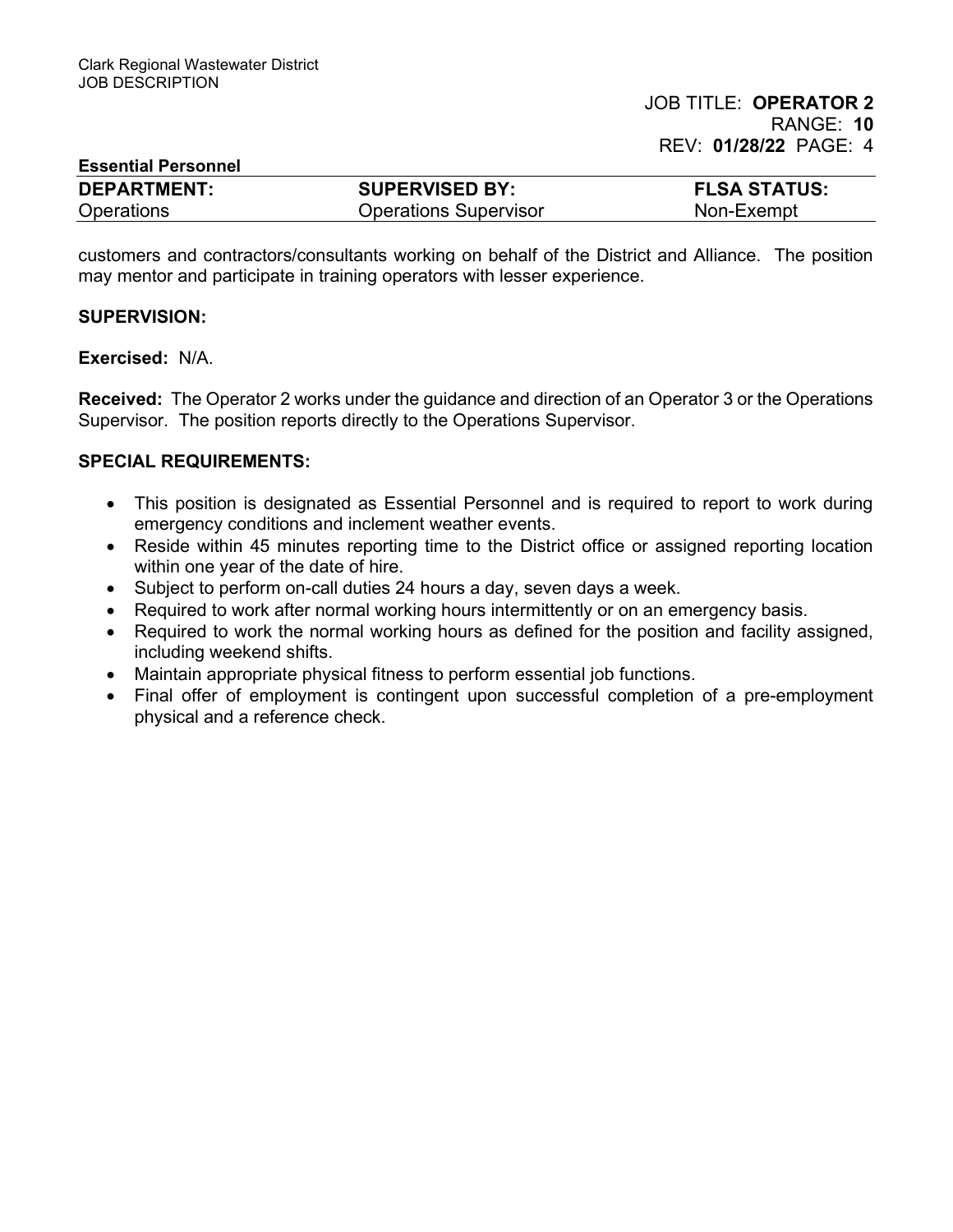customers and contractors/consultants working on behalf of the District and Alliance. The position may mentor and participate in training operators with lesser experience.

**SUPERVISION:**

**Exercised:** N/A.

**Received:** The Operator 2 works under the guidance and direction of an Operator 3 or the Operations Supervisor. The position reports directly to the Operations Supervisor.

**SPECIAL REQUIREMENTS:**

- This position is designated as Essential Personnel and is required to report to work during emergency conditions and inclement weather events.
- Reside within 45 minutes reporting time to the District office or assigned reporting location within one year of the date of hire.
- Subject to perform on-call duties 24 hours a day, seven days a week.
- Required to work after normal working hours intermittently or on an emergency basis.
- Required to work the normal working hours as defined for the position and facility assigned, including weekend shifts.
- Maintain appropriate physical fitness to perform essential job functions.
- Final offer of employment is contingent upon successful completion of a pre-employment physical and a reference check.